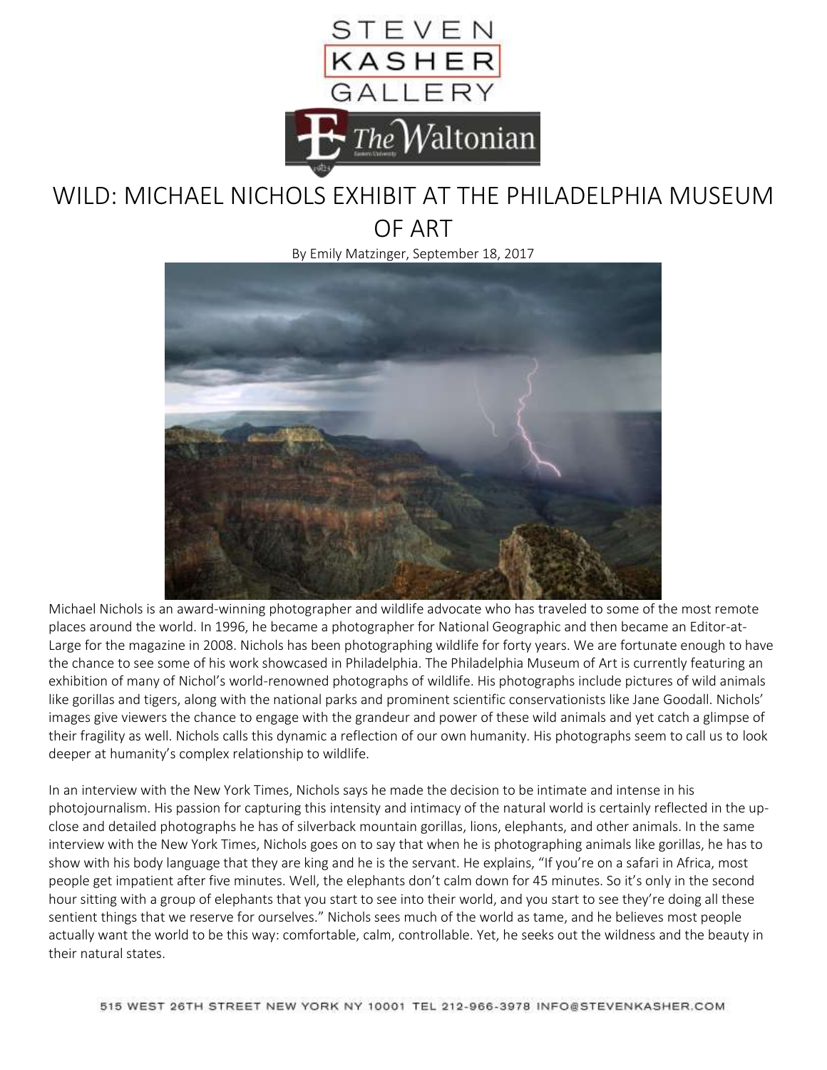# WILD: MICHAEL NICHOLS EXHIBIT AT THE PHILADELPHIA MUSEUM OF ART

By Emily Matzinger, September 18, 2017

Michael Nichols is an award-winning photographer and wildlife advocate who has traveled to some of the most remote places around the world. In 1996, he became a photographer for National Geographic and then became an Editor-at-Large for the magazine in 2008. Nichols has been photographing wildlife for forty years. We are fortunate enough to have the chance to see some of his work showcased in Philadelphia. The Philadelphia Museum of Art is currently featuring an exhibition of many of Nichol's world-renowned photographs of wildlife. His photographs include pictures of wild animals like gorillas and tigers, along with the national parks and prominent scientific conservationists like Jane Goodall. Nichols' images give viewers the chance to engage with the grandeur and power of these wild animals and yet catch a glimpse of their fragility as well. Nichols calls this dynamic a reflection of our own humanity. His photographs seem to call us to look deeper at humanity's complex relationship to wildlife.

In an interview with the New York Times, Nichols says he made the decision to be intimate and intense in his photojournalism. His passion for capturing this intensity and intimacy of the natural world is certainly reflected in the up-close and detailed photographs he has of silverback mountain gorillas, lions, elephants, and other animals. In the same interview with the New York Times, Nichols goes on to say that when he is photographing animals like gorillas, he has to show with his body language that they are king and he is the servant. He explains, "If you're on a safari in Africa, most people get impatient after five minutes. Well, the elephants don't calm down for 45 minutes. So it's only in the second hour sitting with a group of elephants that you start to see into their world, and you start to see they're doing all these sentient things that we reserve for ourselves." Nichols sees much of the world as tame, and he believes most people actually want the world to be this way: comfortable, calm, controllable. Yet, he seeks out the wildness and the beauty in their natural states.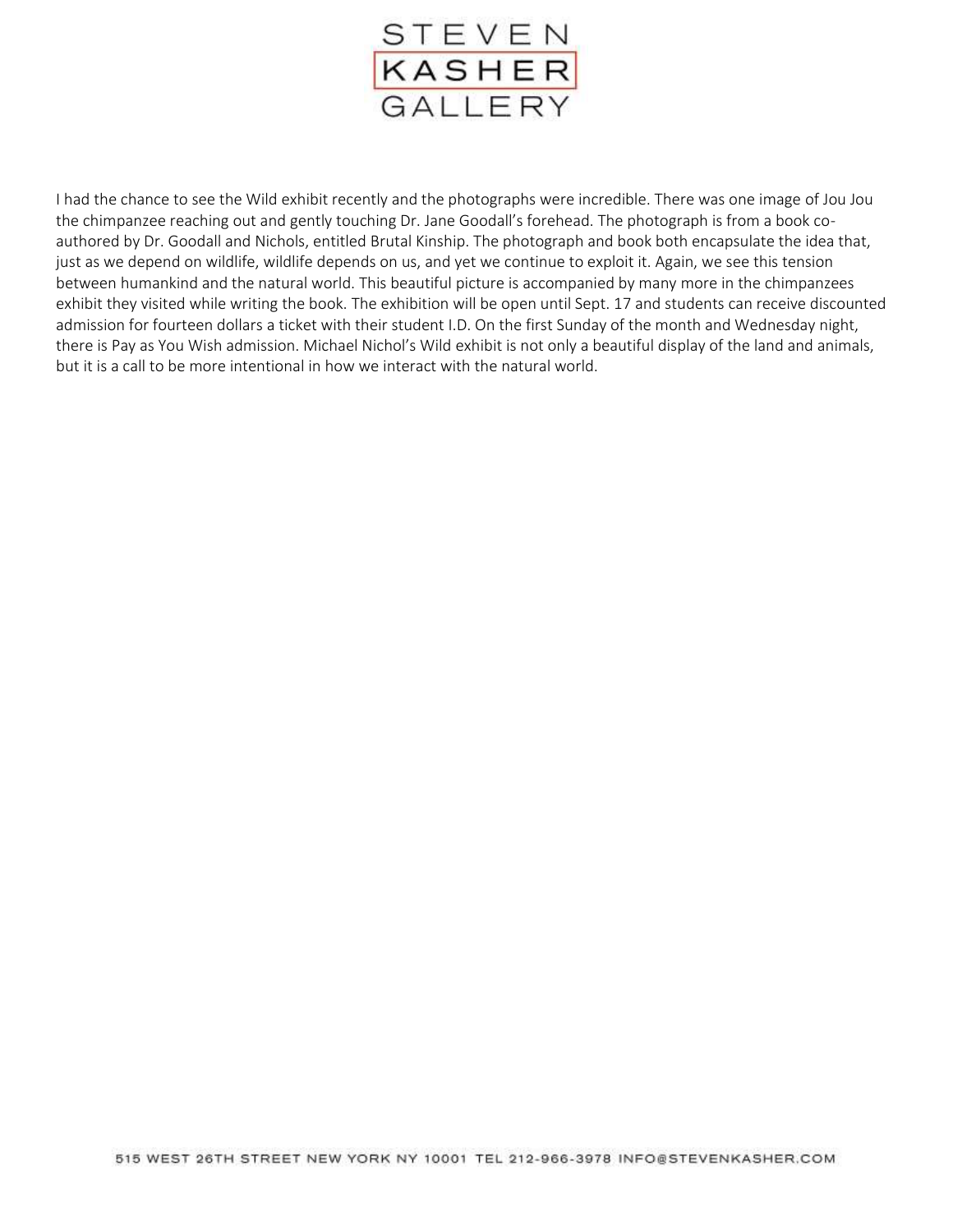I had the chance to see the Wild exhibit recently and the photographs were incredible. There was one image of Jou Jou the chimpanzee reaching out and gently touching Dr. Jane Goodall's forehead. The photograph is from a book co-authored by Dr. Goodall and Nichols, entitled Brutal Kinship. The photograph and book both encapsulate the idea that, just as we depend on wildlife, wildlife depends on us, and yet we continue to exploit it. Again, we see this tension between humankind and the natural world. This beautiful picture is accompanied by many more in the chimpanzees exhibit they visited while writing the book. The exhibition will be open until Sept. 17 and students can receive discounted admission for fourteen dollars a ticket with their student I.D. On the first Sunday of the month and Wednesday night, there is Pay as You Wish admission. Michael Nichol's Wild exhibit is not only a beautiful display of the land and animals, but it is a call to be more intentional in how we interact with the natural world.